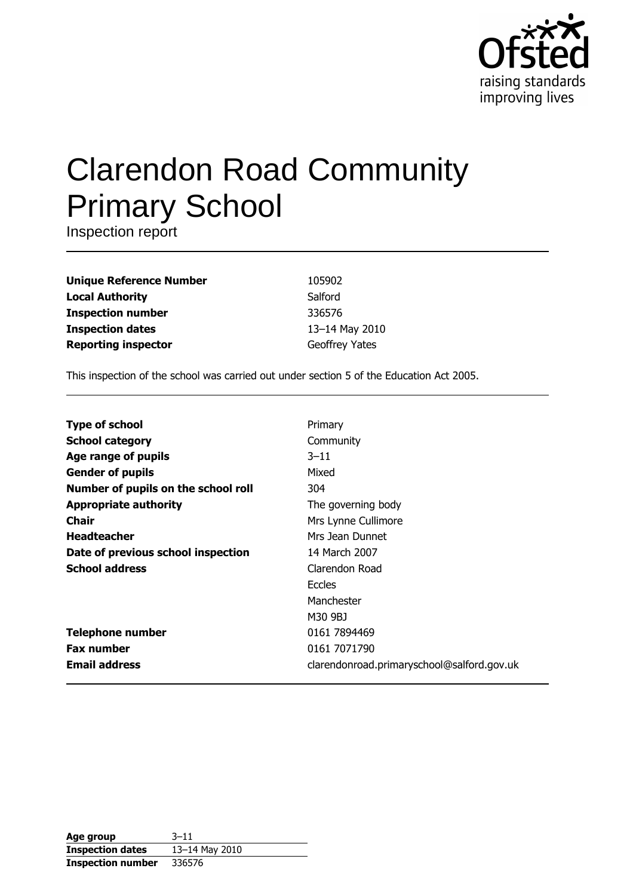Ofsted
raising standards
improving lives

# Clarendon Road Community Primary School

Inspection report

| | |
|---|---|
| **Unique Reference Number** | 105902 |
| **Local Authority** | Salford |
| **Inspection number** | 336576 |
| **Inspection dates** | 13–14 May 2010 |
| **Reporting inspector** | Geoffrey Yates |

This inspection of the school was carried out under section 5 of the Education Act 2005.

| | |
|---|---|
| **Type of school** | Primary |
| **School category** | Community |
| **Age range of pupils** | 3–11 |
| **Gender of pupils** | Mixed |
| **Number of pupils on the school roll** | 304 |
| **Appropriate authority** | The governing body |
| **Chair** | Mrs Lynne Cullimore |
| **Headteacher** | Mrs Jean Dunnet |
| **Date of previous school inspection** | 14 March 2007 |
| **School address** | Clarendon Road<br>Eccles<br>Manchester<br>M30 9BJ |
| **Telephone number** | 0161 7894469 |
| **Fax number** | 0161 7071790 |
| **Email address** | clarendonroad.primaryschool@salford.gov.uk |

| | |
|---|---|
| **Age group** | 3–11 |
| **Inspection dates** | 13–14 May 2010 |
| **Inspection number** | 336576 |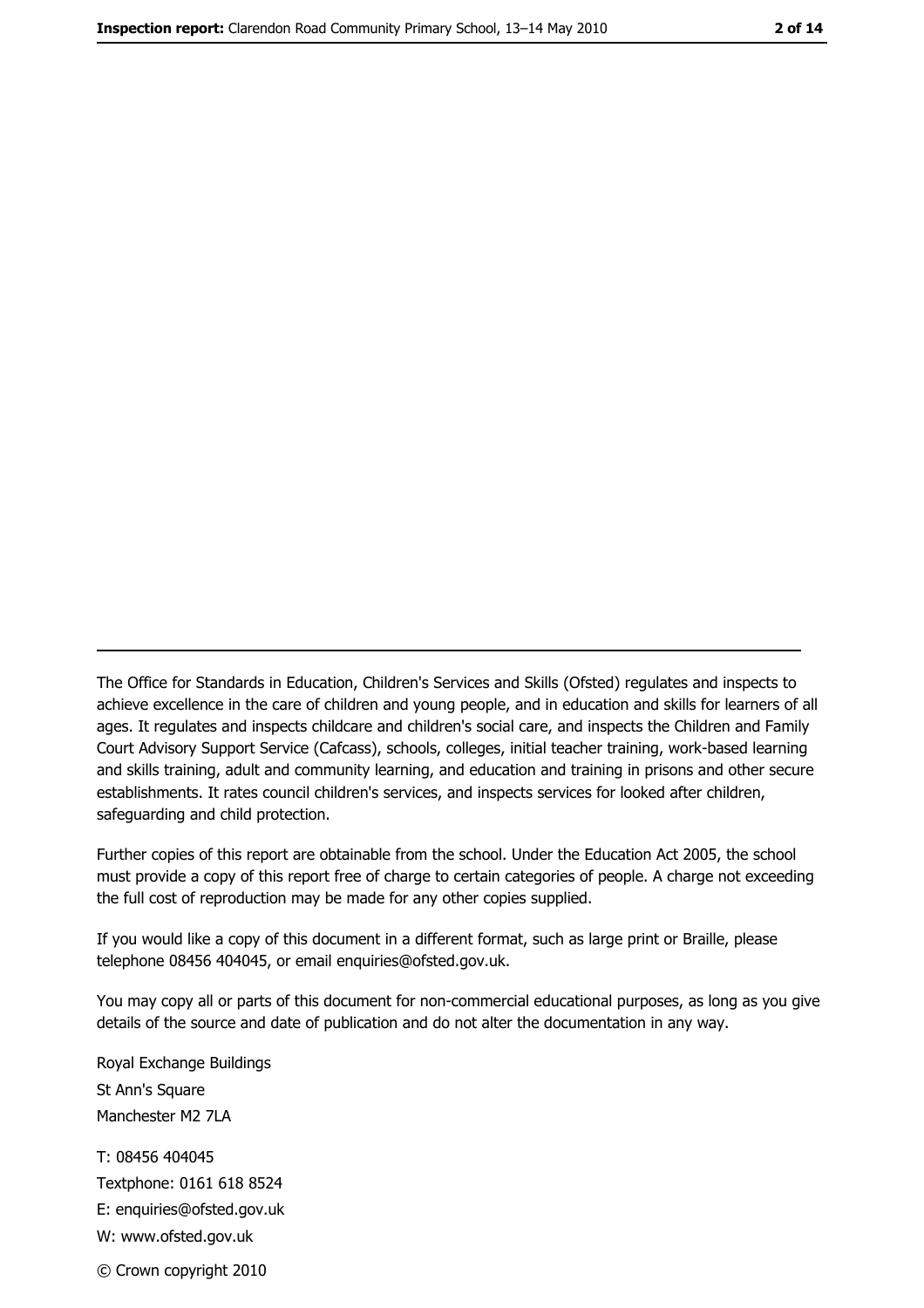The Office for Standards in Education, Children's Services and Skills (Ofsted) regulates and inspects to achieve excellence in the care of children and young people, and in education and skills for learners of all ages. It regulates and inspects childcare and children's social care, and inspects the Children and Family Court Advisory Support Service (Cafcass), schools, colleges, initial teacher training, work-based learning and skills training, adult and community learning, and education and training in prisons and other secure establishments. It rates council children's services, and inspects services for looked after children, safeguarding and child protection.

Further copies of this report are obtainable from the school. Under the Education Act 2005, the school must provide a copy of this report free of charge to certain categories of people. A charge not exceeding the full cost of reproduction may be made for any other copies supplied.

If you would like a copy of this document in a different format, such as large print or Braille, please telephone 08456 404045, or email enquiries@ofsted.gov.uk.

You may copy all or parts of this document for non-commercial educational purposes, as long as you give details of the source and date of publication and do not alter the documentation in any way.

Royal Exchange Buildings
St Ann's Square
Manchester M2 7LA

T: 08456 404045
Textphone: 0161 618 8524
E: enquiries@ofsted.gov.uk
W: www.ofsted.gov.uk

© Crown copyright 2010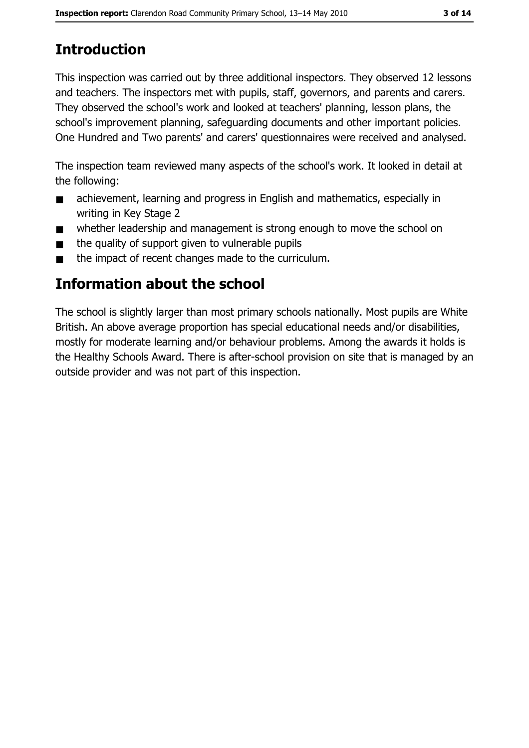# Introduction

This inspection was carried out by three additional inspectors. They observed 12 lessons and teachers. The inspectors met with pupils, staff, governors, and parents and carers. They observed the school's work and looked at teachers' planning, lesson plans, the school's improvement planning, safeguarding documents and other important policies. One Hundred and Two parents' and carers' questionnaires were received and analysed.

The inspection team reviewed many aspects of the school's work. It looked in detail at the following:

- achievement, learning and progress in English and mathematics, especially in writing in Key Stage 2
- whether leadership and management is strong enough to move the school on
- the quality of support given to vulnerable pupils
- the impact of recent changes made to the curriculum.

# Information about the school

The school is slightly larger than most primary schools nationally. Most pupils are White British. An above average proportion has special educational needs and/or disabilities, mostly for moderate learning and/or behaviour problems. Among the awards it holds is the Healthy Schools Award. There is after-school provision on site that is managed by an outside provider and was not part of this inspection.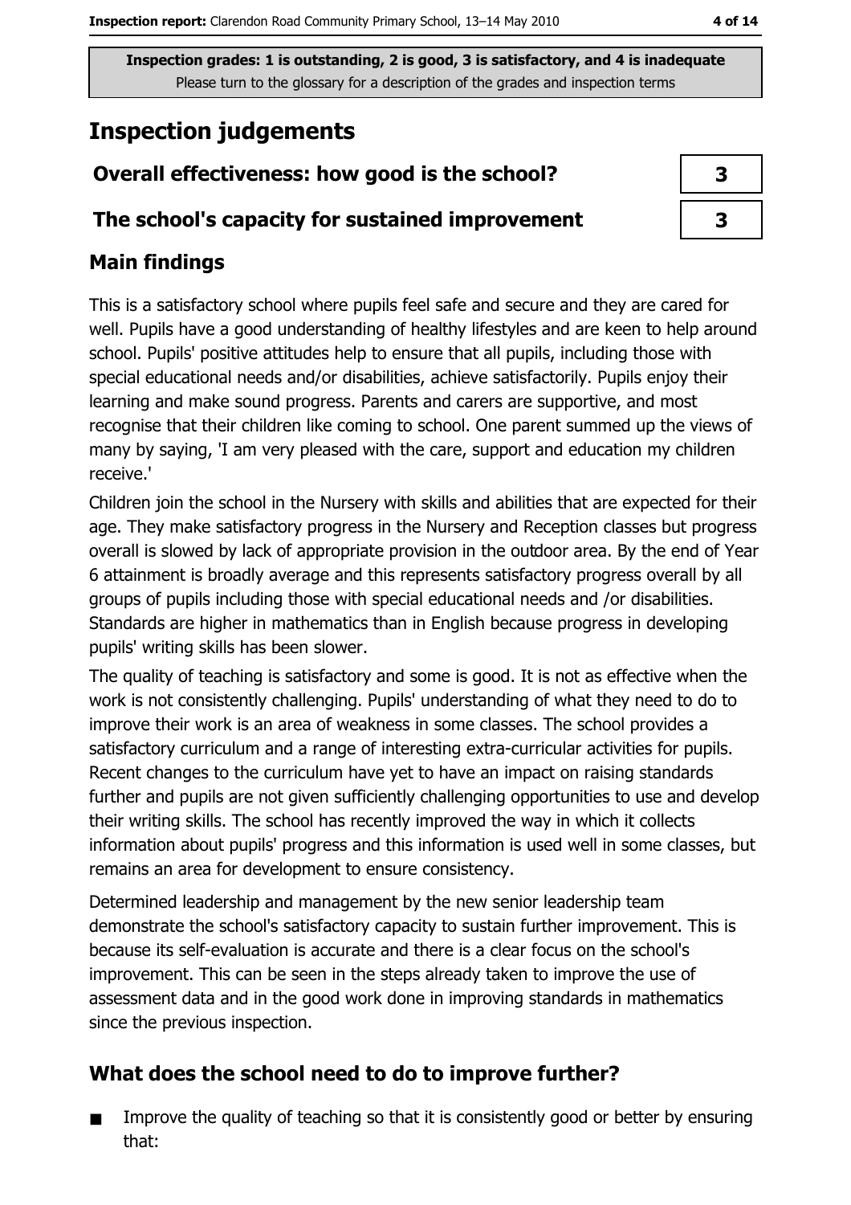Inspection grades: 1 is outstanding, 2 is good, 3 is satisfactory, and 4 is inadequate
Please turn to the glossary for a description of the grades and inspection terms

# Inspection judgements

| | |
|---|---|
| **Overall effectiveness: how good is the school?** | 3 |
| **The school's capacity for sustained improvement** | 3 |

## Main findings

This is a satisfactory school where pupils feel safe and secure and they are cared for well. Pupils have a good understanding of healthy lifestyles and are keen to help around school. Pupils' positive attitudes help to ensure that all pupils, including those with special educational needs and/or disabilities, achieve satisfactorily. Pupils enjoy their learning and make sound progress. Parents and carers are supportive, and most recognise that their children like coming to school. One parent summed up the views of many by saying, 'I am very pleased with the care, support and education my children receive.'

Children join the school in the Nursery with skills and abilities that are expected for their age. They make satisfactory progress in the Nursery and Reception classes but progress overall is slowed by lack of appropriate provision in the outdoor area. By the end of Year 6 attainment is broadly average and this represents satisfactory progress overall by all groups of pupils including those with special educational needs and /or disabilities. Standards are higher in mathematics than in English because progress in developing pupils' writing skills has been slower.

The quality of teaching is satisfactory and some is good. It is not as effective when the work is not consistently challenging. Pupils' understanding of what they need to do to improve their work is an area of weakness in some classes. The school provides a satisfactory curriculum and a range of interesting extra-curricular activities for pupils. Recent changes to the curriculum have yet to have an impact on raising standards further and pupils are not given sufficiently challenging opportunities to use and develop their writing skills. The school has recently improved the way in which it collects information about pupils' progress and this information is used well in some classes, but remains an area for development to ensure consistency.

Determined leadership and management by the new senior leadership team demonstrate the school's satisfactory capacity to sustain further improvement. This is because its self-evaluation is accurate and there is a clear focus on the school's improvement. This can be seen in the steps already taken to improve the use of assessment data and in the good work done in improving standards in mathematics since the previous inspection.

## What does the school need to do to improve further?

- Improve the quality of teaching so that it is consistently good or better by ensuring that: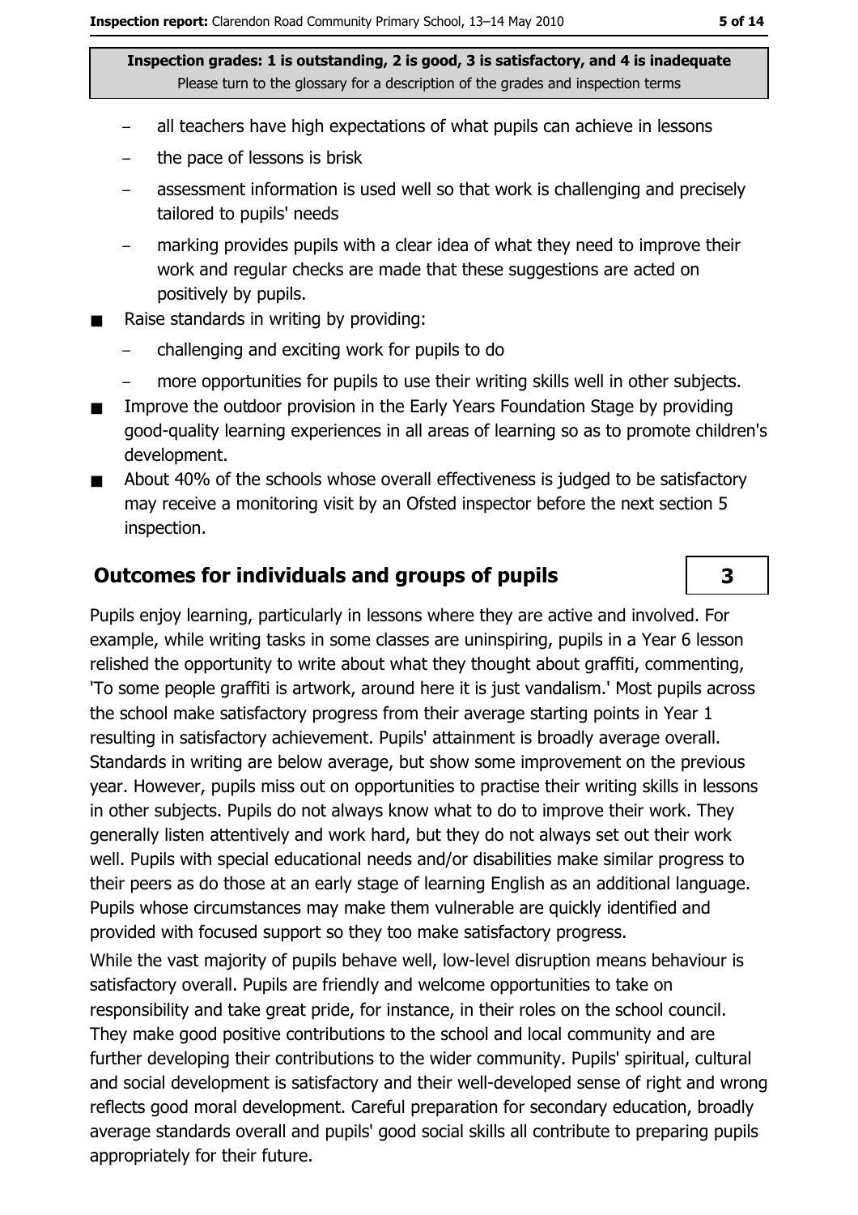- all teachers have high expectations of what pupils can achieve in lessons
  - the pace of lessons is brisk
  - assessment information is used well so that work is challenging and precisely tailored to pupils' needs
  - marking provides pupils with a clear idea of what they need to improve their work and regular checks are made that these suggestions are acted on positively by pupils.
- Raise standards in writing by providing:
  - challenging and exciting work for pupils to do
  - more opportunities for pupils to use their writing skills well in other subjects.
- Improve the outdoor provision in the Early Years Foundation Stage by providing good-quality learning experiences in all areas of learning so as to promote children's development.
- About 40% of the schools whose overall effectiveness is judged to be satisfactory may receive a monitoring visit by an Ofsted inspector before the next section 5 inspection.

## Outcomes for individuals and groups of pupils

**3**

Pupils enjoy learning, particularly in lessons where they are active and involved. For example, while writing tasks in some classes are uninspiring, pupils in a Year 6 lesson relished the opportunity to write about what they thought about graffiti, commenting, 'To some people graffiti is artwork, around here it is just vandalism.' Most pupils across the school make satisfactory progress from their average starting points in Year 1 resulting in satisfactory achievement. Pupils' attainment is broadly average overall. Standards in writing are below average, but show some improvement on the previous year. However, pupils miss out on opportunities to practise their writing skills in lessons in other subjects. Pupils do not always know what to do to improve their work. They generally listen attentively and work hard, but they do not always set out their work well. Pupils with special educational needs and/or disabilities make similar progress to their peers as do those at an early stage of learning English as an additional language. Pupils whose circumstances may make them vulnerable are quickly identified and provided with focused support so they too make satisfactory progress.

While the vast majority of pupils behave well, low-level disruption means behaviour is satisfactory overall. Pupils are friendly and welcome opportunities to take on responsibility and take great pride, for instance, in their roles on the school council. They make good positive contributions to the school and local community and are further developing their contributions to the wider community. Pupils' spiritual, cultural and social development is satisfactory and their well-developed sense of right and wrong reflects good moral development. Careful preparation for secondary education, broadly average standards overall and pupils' good social skills all contribute to preparing pupils appropriately for their future.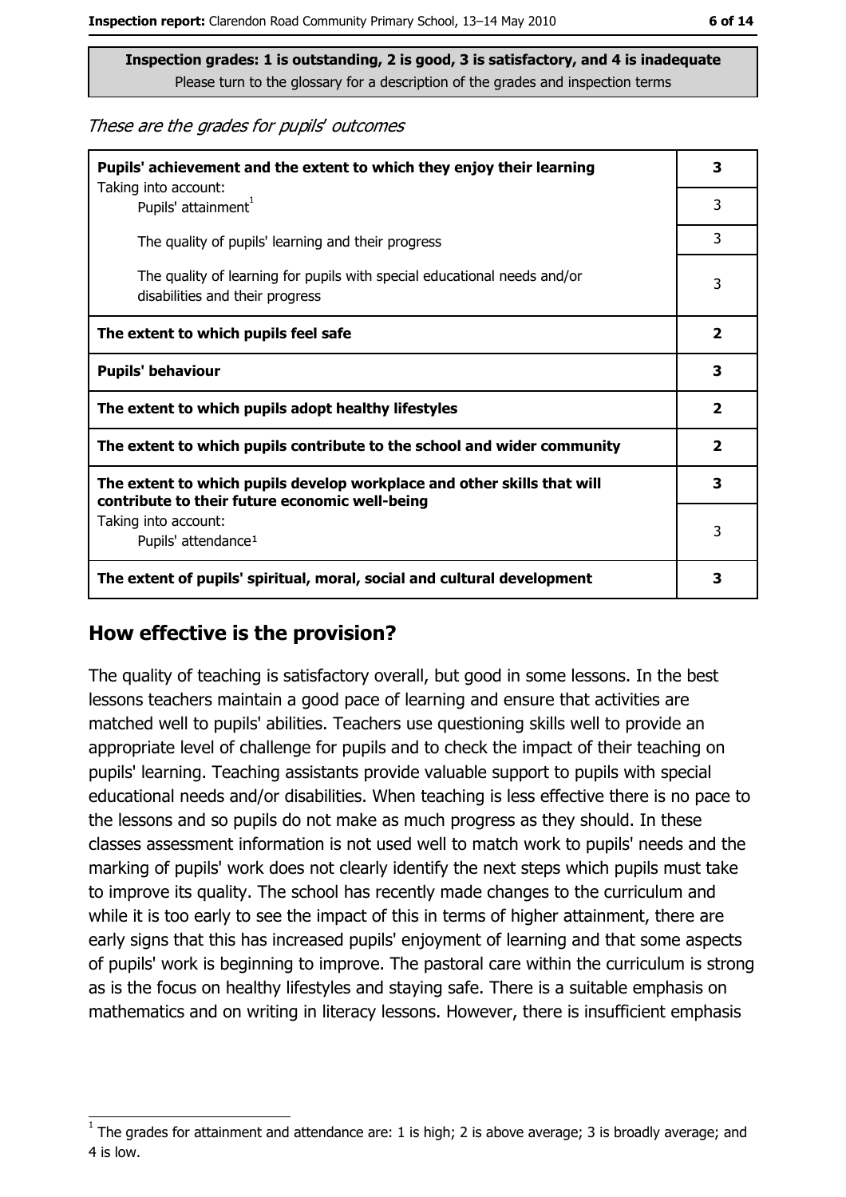**Inspection grades: 1 is outstanding, 2 is good, 3 is satisfactory, and 4 is inadequate**
Please turn to the glossary for a description of the grades and inspection terms

*These are the grades for pupils' outcomes*

| | |
|---|---|
| **Pupils' achievement and the extent to which they enjoy their learning** | **3** |
| Taking into account: Pupils' attainment[1] | 3 |
| The quality of pupils' learning and their progress | 3 |
| The quality of learning for pupils with special educational needs and/or disabilities and their progress | 3 |
| **The extent to which pupils feel safe** | **2** |
| **Pupils' behaviour** | **3** |
| **The extent to which pupils adopt healthy lifestyles** | **2** |
| **The extent to which pupils contribute to the school and wider community** | **2** |
| **The extent to which pupils develop workplace and other skills that will contribute to their future economic well-being** | **3** |
| Taking into account: Pupils' attendance[1] | 3 |
| **The extent of pupils' spiritual, moral, social and cultural development** | **3** |

## How effective is the provision?

The quality of teaching is satisfactory overall, but good in some lessons. In the best lessons teachers maintain a good pace of learning and ensure that activities are matched well to pupils' abilities. Teachers use questioning skills well to provide an appropriate level of challenge for pupils and to check the impact of their teaching on pupils' learning. Teaching assistants provide valuable support to pupils with special educational needs and/or disabilities. When teaching is less effective there is no pace to the lessons and so pupils do not make as much progress as they should. In these classes assessment information is not used well to match work to pupils' needs and the marking of pupils' work does not clearly identify the next steps which pupils must take to improve its quality. The school has recently made changes to the curriculum and while it is too early to see the impact of this in terms of higher attainment, there are early signs that this has increased pupils' enjoyment of learning and that some aspects of pupils' work is beginning to improve. The pastoral care within the curriculum is strong as is the focus on healthy lifestyles and staying safe. There is a suitable emphasis on mathematics and on writing in literacy lessons. However, there is insufficient emphasis

---

[1] The grades for attainment and attendance are: 1 is high; 2 is above average; 3 is broadly average; and 4 is low.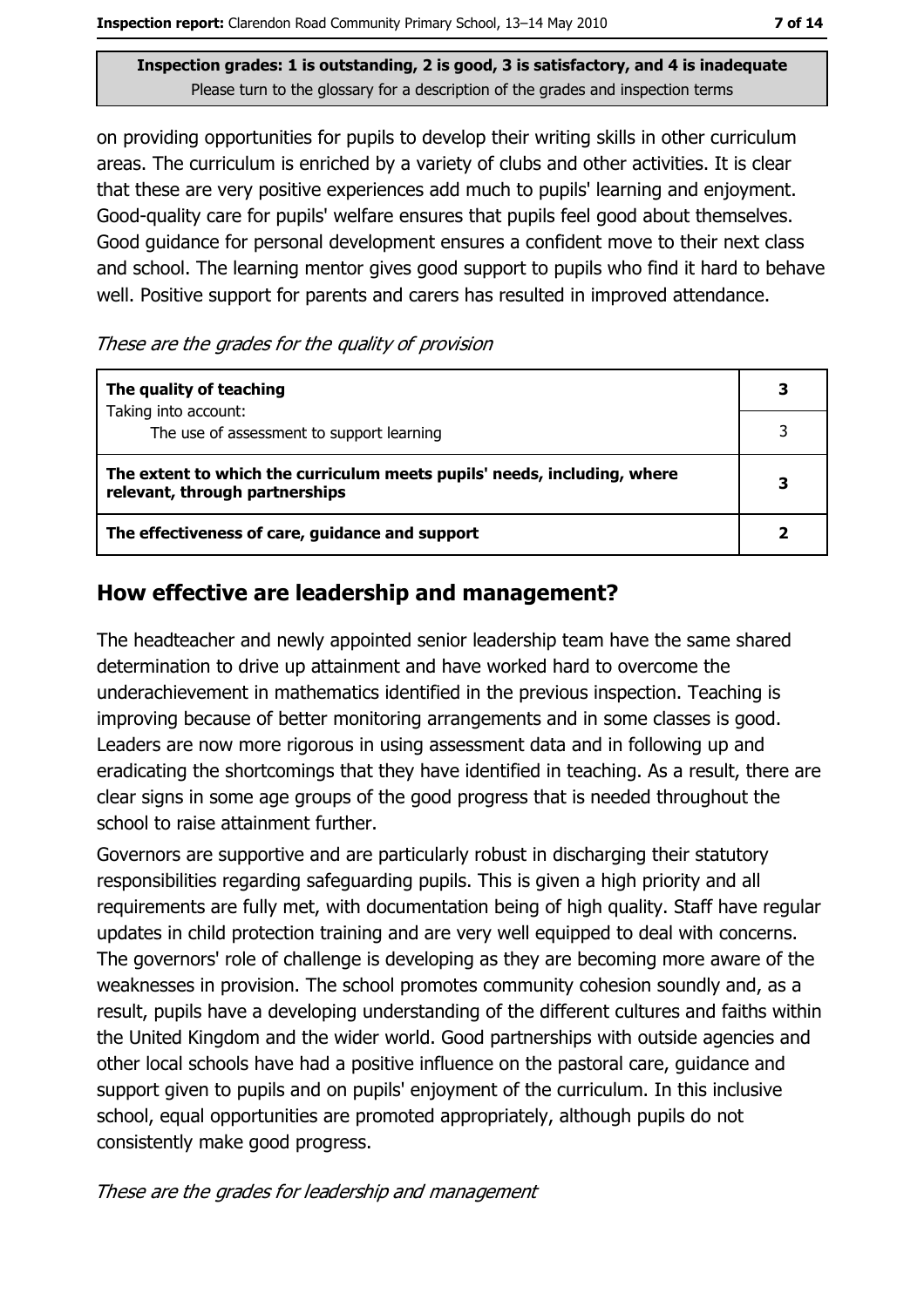Inspection grades: 1 is outstanding, 2 is good, 3 is satisfactory, and 4 is inadequate
Please turn to the glossary for a description of the grades and inspection terms

on providing opportunities for pupils to develop their writing skills in other curriculum areas. The curriculum is enriched by a variety of clubs and other activities. It is clear that these are very positive experiences add much to pupils' learning and enjoyment. Good-quality care for pupils' welfare ensures that pupils feel good about themselves. Good guidance for personal development ensures a confident move to their next class and school. The learning mentor gives good support to pupils who find it hard to behave well. Positive support for parents and carers has resulted in improved attendance.

*These are the grades for the quality of provision*

| | |
|---|---|
| **The quality of teaching**<br>Taking into account:<br>The use of assessment to support learning | **3**<br>3 |
| **The extent to which the curriculum meets pupils' needs, including, where relevant, through partnerships** | **3** |
| **The effectiveness of care, guidance and support** | **2** |

## How effective are leadership and management?

The headteacher and newly appointed senior leadership team have the same shared determination to drive up attainment and have worked hard to overcome the underachievement in mathematics identified in the previous inspection. Teaching is improving because of better monitoring arrangements and in some classes is good. Leaders are now more rigorous in using assessment data and in following up and eradicating the shortcomings that they have identified in teaching. As a result, there are clear signs in some age groups of the good progress that is needed throughout the school to raise attainment further.

Governors are supportive and are particularly robust in discharging their statutory responsibilities regarding safeguarding pupils. This is given a high priority and all requirements are fully met, with documentation being of high quality. Staff have regular updates in child protection training and are very well equipped to deal with concerns. The governors' role of challenge is developing as they are becoming more aware of the weaknesses in provision. The school promotes community cohesion soundly and, as a result, pupils have a developing understanding of the different cultures and faiths within the United Kingdom and the wider world. Good partnerships with outside agencies and other local schools have had a positive influence on the pastoral care, guidance and support given to pupils and on pupils' enjoyment of the curriculum. In this inclusive school, equal opportunities are promoted appropriately, although pupils do not consistently make good progress.

*These are the grades for leadership and management*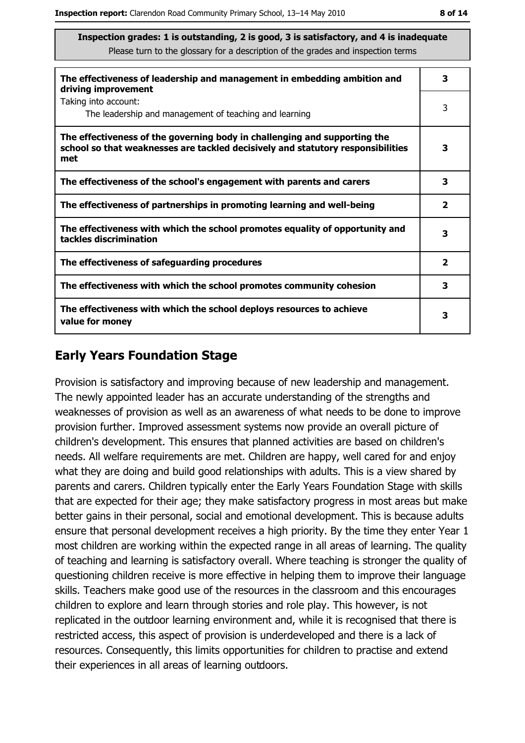**Inspection grades: 1 is outstanding, 2 is good, 3 is satisfactory, and 4 is inadequate**
Please turn to the glossary for a description of the grades and inspection terms

| | |
|---|---|
| **The effectiveness of leadership and management in embedding ambition and driving improvement** | **3** |
| Taking into account:<br>The leadership and management of teaching and learning | 3 |
| **The effectiveness of the governing body in challenging and supporting the school so that weaknesses are tackled decisively and statutory responsibilities met** | **3** |
| **The effectiveness of the school's engagement with parents and carers** | **3** |
| **The effectiveness of partnerships in promoting learning and well-being** | **2** |
| **The effectiveness with which the school promotes equality of opportunity and tackles discrimination** | **3** |
| **The effectiveness of safeguarding procedures** | **2** |
| **The effectiveness with which the school promotes community cohesion** | **3** |
| **The effectiveness with which the school deploys resources to achieve value for money** | **3** |

## Early Years Foundation Stage

Provision is satisfactory and improving because of new leadership and management. The newly appointed leader has an accurate understanding of the strengths and weaknesses of provision as well as an awareness of what needs to be done to improve provision further. Improved assessment systems now provide an overall picture of children's development. This ensures that planned activities are based on children's needs. All welfare requirements are met. Children are happy, well cared for and enjoy what they are doing and build good relationships with adults. This is a view shared by parents and carers. Children typically enter the Early Years Foundation Stage with skills that are expected for their age; they make satisfactory progress in most areas but make better gains in their personal, social and emotional development. This is because adults ensure that personal development receives a high priority. By the time they enter Year 1 most children are working within the expected range in all areas of learning. The quality of teaching and learning is satisfactory overall. Where teaching is stronger the quality of questioning children receive is more effective in helping them to improve their language skills. Teachers make good use of the resources in the classroom and this encourages children to explore and learn through stories and role play. This however, is not replicated in the outdoor learning environment and, while it is recognised that there is restricted access, this aspect of provision is underdeveloped and there is a lack of resources. Consequently, this limits opportunities for children to practise and extend their experiences in all areas of learning outdoors.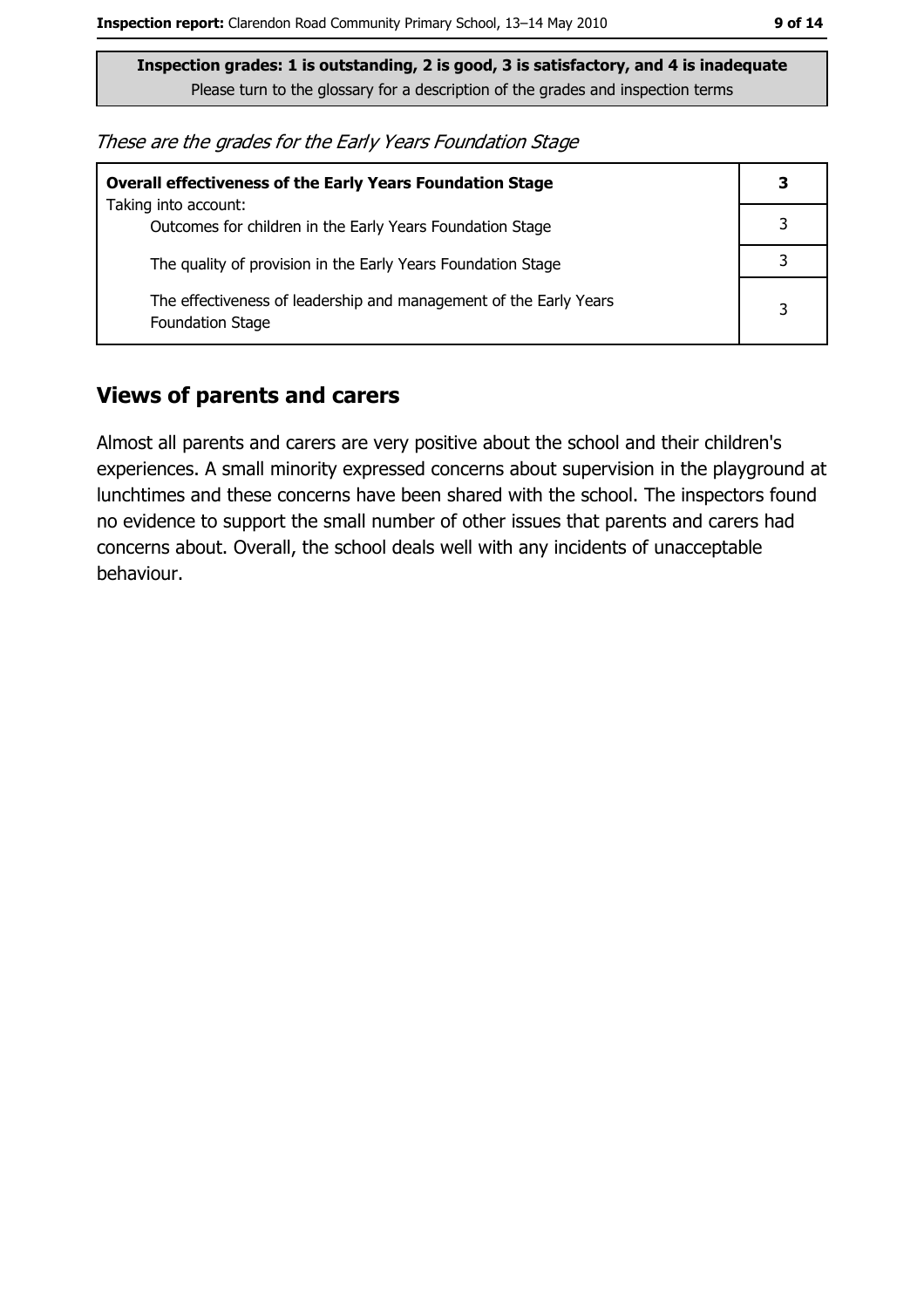**Inspection grades: 1 is outstanding, 2 is good, 3 is satisfactory, and 4 is inadequate**
Please turn to the glossary for a description of the grades and inspection terms

*These are the grades for the Early Years Foundation Stage*

| | |
|---|---|
| **Overall effectiveness of the Early Years Foundation Stage** | **3** |
| Taking into account:<br>Outcomes for children in the Early Years Foundation Stage | 3 |
| The quality of provision in the Early Years Foundation Stage | 3 |
| The effectiveness of leadership and management of the Early Years Foundation Stage | 3 |

## Views of parents and carers

Almost all parents and carers are very positive about the school and their children's experiences. A small minority expressed concerns about supervision in the playground at lunchtimes and these concerns have been shared with the school. The inspectors found no evidence to support the small number of other issues that parents and carers had concerns about. Overall, the school deals well with any incidents of unacceptable behaviour.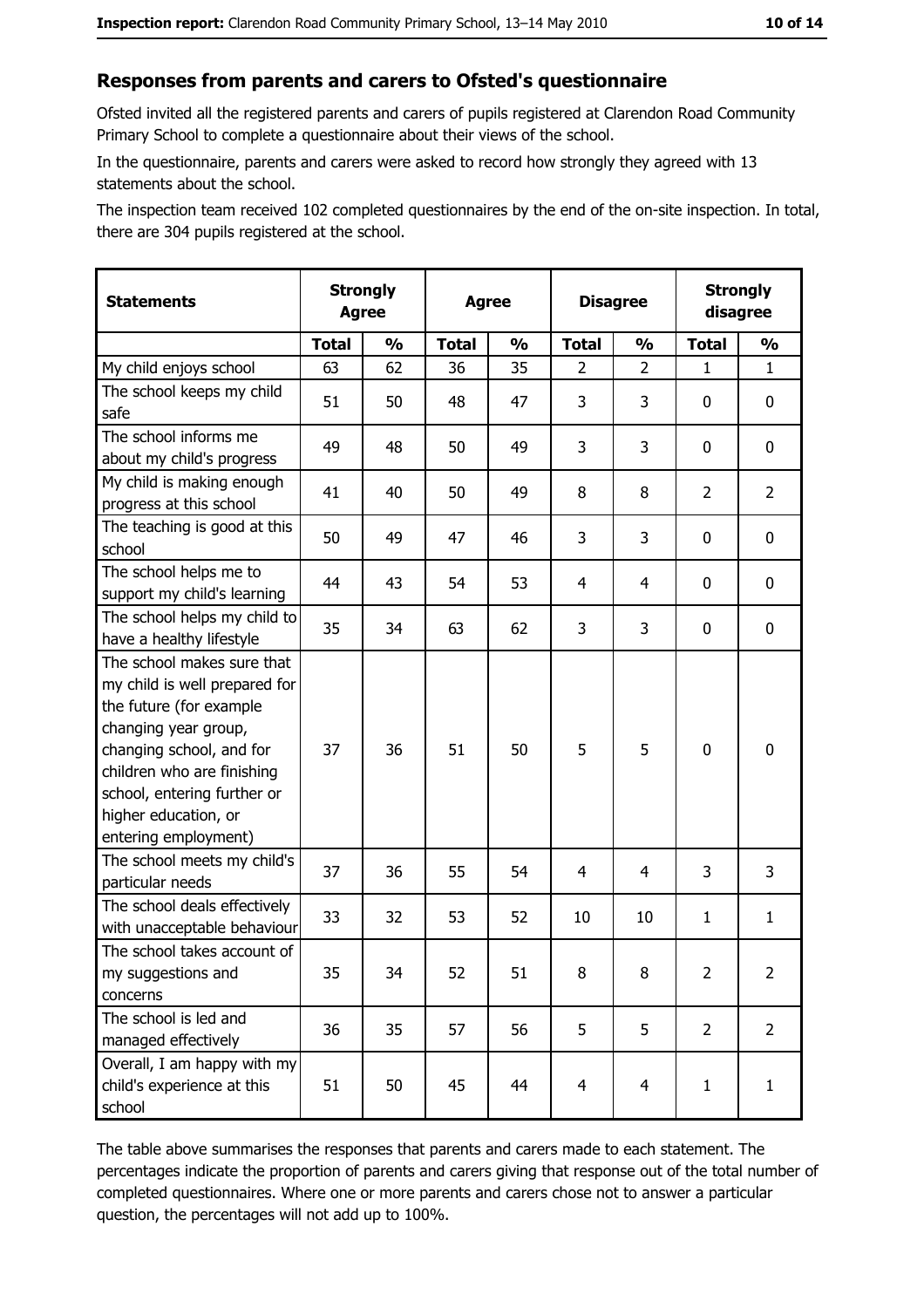## Responses from parents and carers to Ofsted's questionnaire

Ofsted invited all the registered parents and carers of pupils registered at Clarendon Road Community Primary School to complete a questionnaire about their views of the school.

In the questionnaire, parents and carers were asked to record how strongly they agreed with 13 statements about the school.

The inspection team received 102 completed questionnaires by the end of the on-site inspection. In total, there are 304 pupils registered at the school.

| Statements | Strongly Agree | | Agree | | Disagree | | Strongly disagree | |
|---|---|---|---|---|---|---|---|---|
| | Total | % | Total | % | Total | % | Total | % |
| My child enjoys school | 63 | 62 | 36 | 35 | 2 | 2 | 1 | 1 |
| The school keeps my child safe | 51 | 50 | 48 | 47 | 3 | 3 | 0 | 0 |
| The school informs me about my child's progress | 49 | 48 | 50 | 49 | 3 | 3 | 0 | 0 |
| My child is making enough progress at this school | 41 | 40 | 50 | 49 | 8 | 8 | 2 | 2 |
| The teaching is good at this school | 50 | 49 | 47 | 46 | 3 | 3 | 0 | 0 |
| The school helps me to support my child's learning | 44 | 43 | 54 | 53 | 4 | 4 | 0 | 0 |
| The school helps my child to have a healthy lifestyle | 35 | 34 | 63 | 62 | 3 | 3 | 0 | 0 |
| The school makes sure that my child is well prepared for the future (for example changing year group, changing school, and for children who are finishing school, entering further or higher education, or entering employment) | 37 | 36 | 51 | 50 | 5 | 5 | 0 | 0 |
| The school meets my child's particular needs | 37 | 36 | 55 | 54 | 4 | 4 | 3 | 3 |
| The school deals effectively with unacceptable behaviour | 33 | 32 | 53 | 52 | 10 | 10 | 1 | 1 |
| The school takes account of my suggestions and concerns | 35 | 34 | 52 | 51 | 8 | 8 | 2 | 2 |
| The school is led and managed effectively | 36 | 35 | 57 | 56 | 5 | 5 | 2 | 2 |
| Overall, I am happy with my child's experience at this school | 51 | 50 | 45 | 44 | 4 | 4 | 1 | 1 |

The table above summarises the responses that parents and carers made to each statement. The percentages indicate the proportion of parents and carers giving that response out of the total number of completed questionnaires. Where one or more parents and carers chose not to answer a particular question, the percentages will not add up to 100%.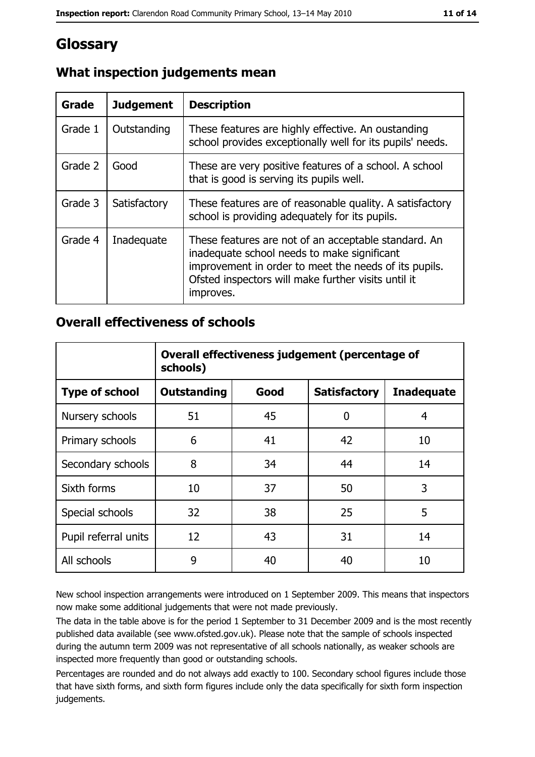# Glossary

## What inspection judgements mean

| Grade | Judgement | Description |
|---|---|---|
| Grade 1 | Outstanding | These features are highly effective. An oustanding school provides exceptionally well for its pupils' needs. |
| Grade 2 | Good | These are very positive features of a school. A school that is good is serving its pupils well. |
| Grade 3 | Satisfactory | These features are of reasonable quality. A satisfactory school is providing adequately for its pupils. |
| Grade 4 | Inadequate | These features are not of an acceptable standard. An inadequate school needs to make significant improvement in order to meet the needs of its pupils. Ofsted inspectors will make further visits until it improves. |

## Overall effectiveness of schools

| | **Overall effectiveness judgement (percentage of schools)** | | | |
|---|---|---|---|---|
| **Type of school** | **Outstanding** | **Good** | **Satisfactory** | **Inadequate** |
| Nursery schools | 51 | 45 | 0 | 4 |
| Primary schools | 6 | 41 | 42 | 10 |
| Secondary schools | 8 | 34 | 44 | 14 |
| Sixth forms | 10 | 37 | 50 | 3 |
| Special schools | 32 | 38 | 25 | 5 |
| Pupil referral units | 12 | 43 | 31 | 14 |
| All schools | 9 | 40 | 40 | 10 |

New school inspection arrangements were introduced on 1 September 2009. This means that inspectors now make some additional judgements that were not made previously.

The data in the table above is for the period 1 September to 31 December 2009 and is the most recently published data available (see www.ofsted.gov.uk). Please note that the sample of schools inspected during the autumn term 2009 was not representative of all schools nationally, as weaker schools are inspected more frequently than good or outstanding schools.

Percentages are rounded and do not always add exactly to 100. Secondary school figures include those that have sixth forms, and sixth form figures include only the data specifically for sixth form inspection judgements.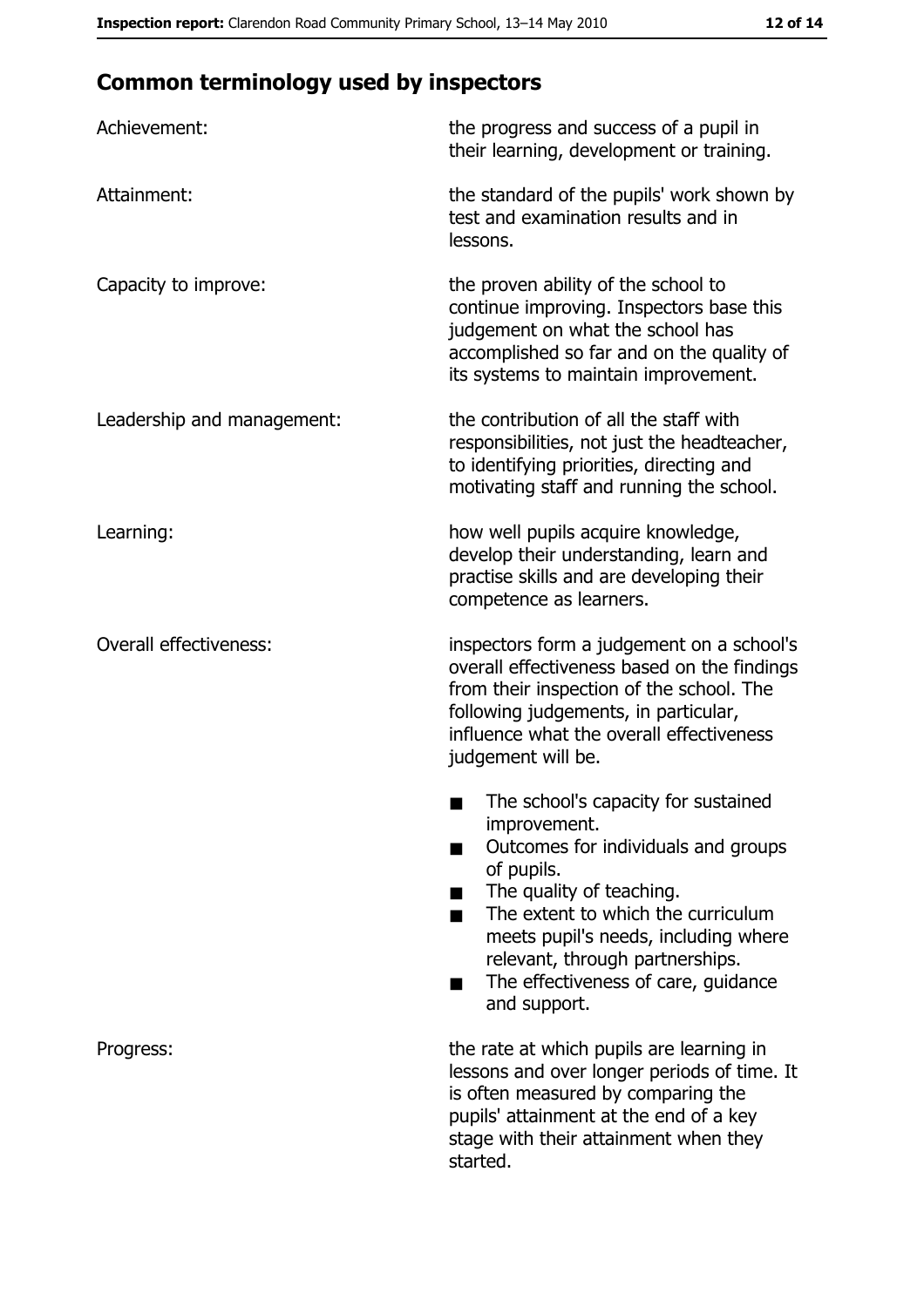## Common terminology used by inspectors

| | |
|---|---|
| Achievement: | the progress and success of a pupil in their learning, development or training. |
| Attainment: | the standard of the pupils' work shown by test and examination results and in lessons. |
| Capacity to improve: | the proven ability of the school to continue improving. Inspectors base this judgement on what the school has accomplished so far and on the quality of its systems to maintain improvement. |
| Leadership and management: | the contribution of all the staff with responsibilities, not just the headteacher, to identifying priorities, directing and motivating staff and running the school. |
| Learning: | how well pupils acquire knowledge, develop their understanding, learn and practise skills and are developing their competence as learners. |
| Overall effectiveness: | inspectors form a judgement on a school's overall effectiveness based on the findings from their inspection of the school. The following judgements, in particular, influence what the overall effectiveness judgement will be.<br>■ The school's capacity for sustained improvement.<br>■ Outcomes for individuals and groups of pupils.<br>■ The quality of teaching.<br>■ The extent to which the curriculum meets pupil's needs, including where relevant, through partnerships.<br>■ The effectiveness of care, guidance and support. |
| Progress: | the rate at which pupils are learning in lessons and over longer periods of time. It is often measured by comparing the pupils' attainment at the end of a key stage with their attainment when they started. |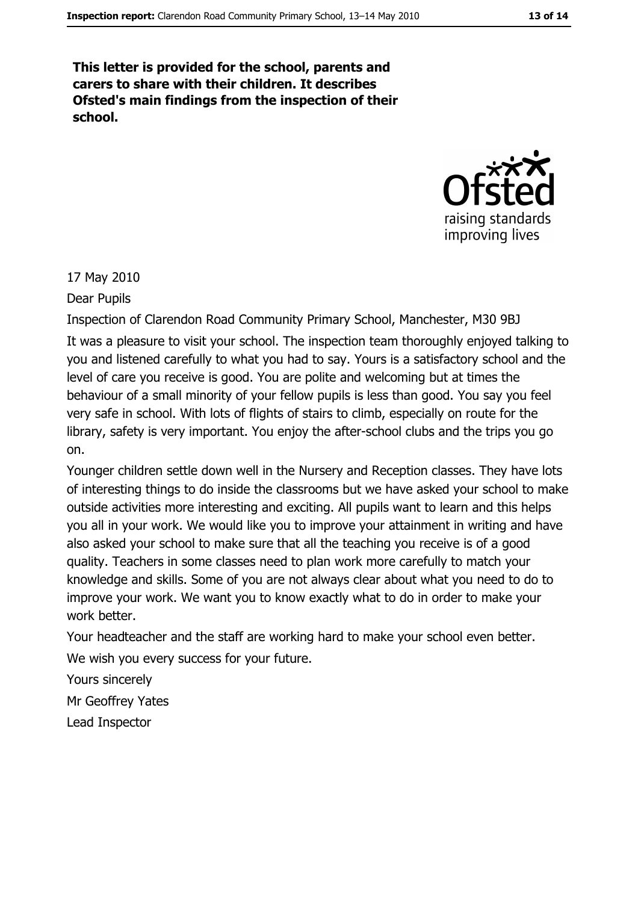**This letter is provided for the school, parents and carers to share with their children. It describes Ofsted's main findings from the inspection of their school.**

17 May 2010

Dear Pupils

Inspection of Clarendon Road Community Primary School, Manchester, M30 9BJ

It was a pleasure to visit your school. The inspection team thoroughly enjoyed talking to you and listened carefully to what you had to say. Yours is a satisfactory school and the level of care you receive is good. You are polite and welcoming but at times the behaviour of a small minority of your fellow pupils is less than good. You say you feel very safe in school. With lots of flights of stairs to climb, especially on route for the library, safety is very important. You enjoy the after-school clubs and the trips you go on.

Younger children settle down well in the Nursery and Reception classes. They have lots of interesting things to do inside the classrooms but we have asked your school to make outside activities more interesting and exciting. All pupils want to learn and this helps you all in your work. We would like you to improve your attainment in writing and have also asked your school to make sure that all the teaching you receive is of a good quality. Teachers in some classes need to plan work more carefully to match your knowledge and skills. Some of you are not always clear about what you need to do to improve your work. We want you to know exactly what to do in order to make your work better.

Your headteacher and the staff are working hard to make your school even better.

We wish you every success for your future.

Yours sincerely

Mr Geoffrey Yates

Lead Inspector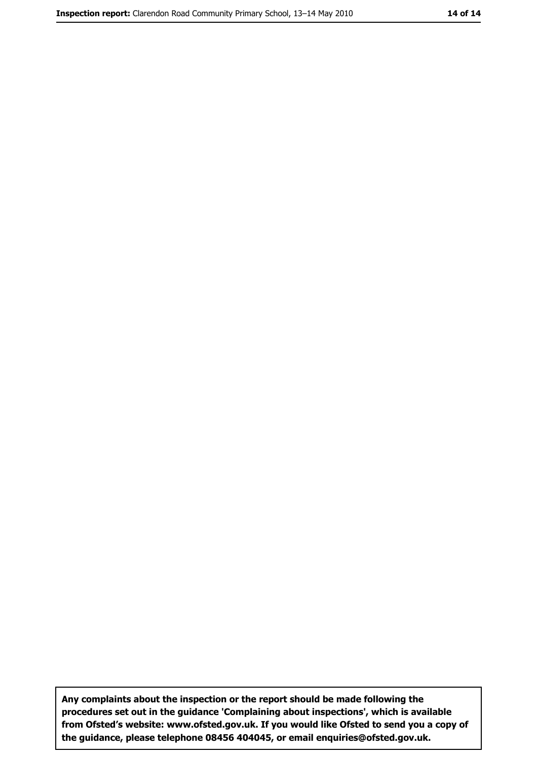**Any complaints about the inspection or the report should be made following the procedures set out in the guidance 'Complaining about inspections', which is available from Ofsted's website: www.ofsted.gov.uk. If you would like Ofsted to send you a copy of the guidance, please telephone 08456 404045, or email enquiries@ofsted.gov.uk.**